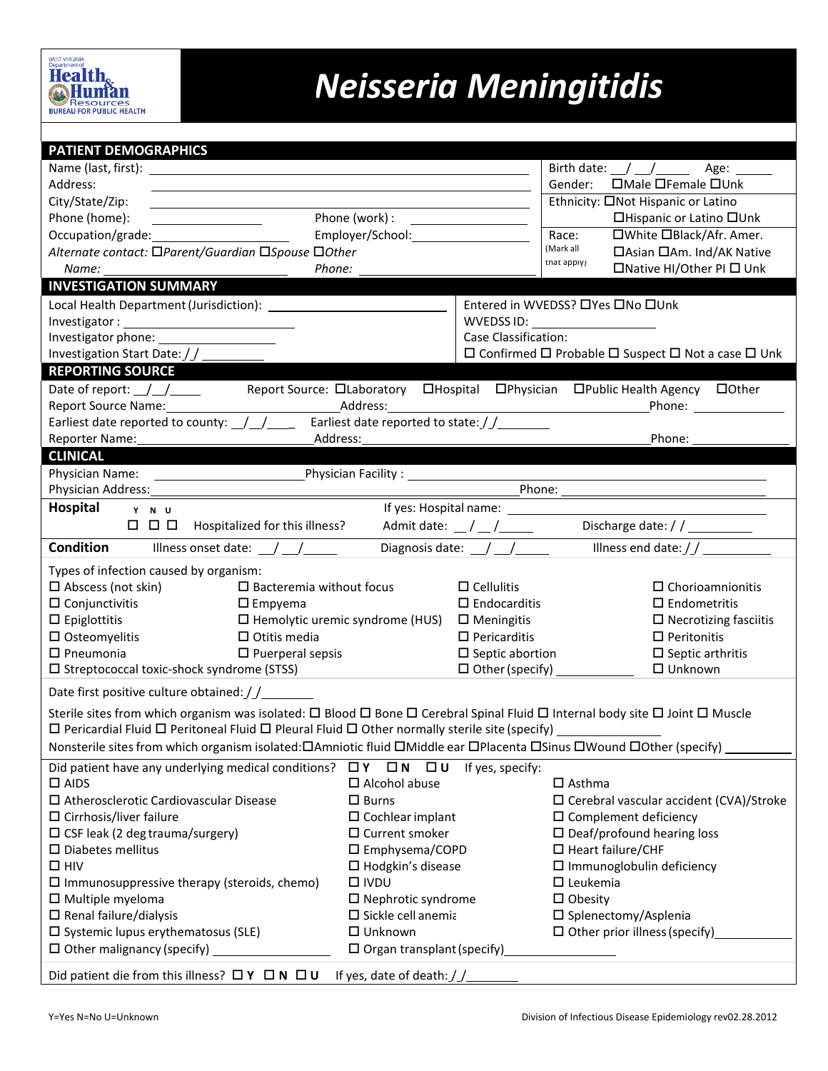WEST VIRGINIA Department of Health & Human Resources BUREAU FOR PUBLIC HEALTH

# *Neisseria Meningitidis*

## PATIENT DEMOGRAPHICS

Name (last, first): ______________________________ Birth date: __/__/_____ Age: _____

Address: ______________________________ Gender: ☐Male ☐Female ☐Unk

City/State/Zip: ______________________________ Ethnicity: ☐Not Hispanic or Latino ☐Hispanic or Latino ☐Unk

Phone (home): ____________ Phone (work): ____________

Occupation/grade: ____________ Employer/School: ____________

Race: (Mark all that apply) ☐White ☐Black/Afr. Amer. ☐Asian ☐Am. Ind/AK Native ☐Native HI/Other PI ☐ Unk

*Alternate contact:* ☐*Parent/Guardian* ☐*Spouse* ☐*Other*

*Name:* ____________ *Phone:* ____________

## INVESTIGATION SUMMARY

Local Health Department (Jurisdiction): ____________

Investigator: ____________

Investigator phone: ____________

Investigation Start Date: / / ________

Entered in WVEDSS? ☐Yes ☐No ☐Unk

WVEDSS ID: ____________

Case Classification:

☐ Confirmed ☐ Probable ☐ Suspect ☐ Not a case ☐ Unk

## REPORTING SOURCE

Date of report: __/__/_____ Report Source: ☐Laboratory ☐Hospital ☐Physician ☐Public Health Agency ☐Other

Report Source Name: ____________ Address: ____________ Phone: ____________

Earliest date reported to county: __/__/_____ Earliest date reported to state: / / ________

Reporter Name: ____________ Address: ____________ Phone: ____________

## CLINICAL

Physician Name: ____________ Physician Facility: ____________

Physician Address: ____________ Phone: ____________

**Hospital** Y N U

☐ ☐ ☐ Hospitalized for this illness? If yes: Hospital name: ____________

Admit date: __/__/_____ Discharge date: / / ________

**Condition** Illness onset date: __/__/_____ Diagnosis date: __/__/_____ Illness end date: / / ________

Types of infection caused by organism:

| | | | |
|---|---|---|---|
| ☐ Abscess (not skin) | ☐ Bacteremia without focus | ☐ Cellulitis | ☐ Chorioamnionitis |
| ☐ Conjunctivitis | ☐ Empyema | ☐ Endocarditis | ☐ Endometritis |
| ☐ Epiglottitis | ☐ Hemolytic uremic syndrome (HUS) | ☐ Meningitis | ☐ Necrotizing fasciitis |
| ☐ Osteomyelitis | ☐ Otitis media | ☐ Pericarditis | ☐ Peritonitis |
| ☐ Pneumonia | ☐ Puerperal sepsis | ☐ Septic abortion | ☐ Septic arthritis |
| ☐ Streptococcal toxic-shock syndrome (STSS) | | ☐ Other (specify) ________ | ☐ Unknown |

Date first positive culture obtained: / / ________

Sterile sites from which organism was isolated: ☐ Blood ☐ Bone ☐ Cerebral Spinal Fluid ☐ Internal body site ☐ Joint ☐ Muscle ☐ Pericardial Fluid ☐ Peritoneal Fluid ☐ Pleural Fluid ☐ Other normally sterile site (specify) ________

Nonsterile sites from which organism isolated: ☐Amniotic fluid ☐Middle ear ☐Placenta ☐Sinus ☐Wound ☐Other (specify) ________

Did patient have any underlying medical conditions? ☐ **Y** ☐ **N** ☐ **U** If yes, specify:

| | | |
|---|---|---|
| ☐ AIDS | ☐ Alcohol abuse | ☐ Asthma |
| ☐ Atherosclerotic Cardiovascular Disease | ☐ Burns | ☐ Cerebral vascular accident (CVA)/Stroke |
| ☐ Cirrhosis/liver failure | ☐ Cochlear implant | ☐ Complement deficiency |
| ☐ CSF leak (2 deg trauma/surgery) | ☐ Current smoker | ☐ Deaf/profound hearing loss |
| ☐ Diabetes mellitus | ☐ Emphysema/COPD | ☐ Heart failure/CHF |
| ☐ HIV | ☐ Hodgkin's disease | ☐ Immunoglobulin deficiency |
| ☐ Immunosuppressive therapy (steroids, chemo) | ☐ IVDU | ☐ Leukemia |
| ☐ Multiple myeloma | ☐ Nephrotic syndrome | ☐ Obesity |
| ☐ Renal failure/dialysis | ☐ Sickle cell anemia | ☐ Splenectomy/Asplenia |
| ☐ Systemic lupus erythematosus (SLE) | ☐ Unknown | ☐ Other prior illness (specify) ________ |
| ☐ Other malignancy (specify) ________ | ☐ Organ transplant (specify) ________ | |

Did patient die from this illness? ☐ **Y** ☐ **N** ☐ **U** If yes, date of death: / / ________

Y=Yes N=No U=Unknown

Division of Infectious Disease Epidemiology rev02.28.2012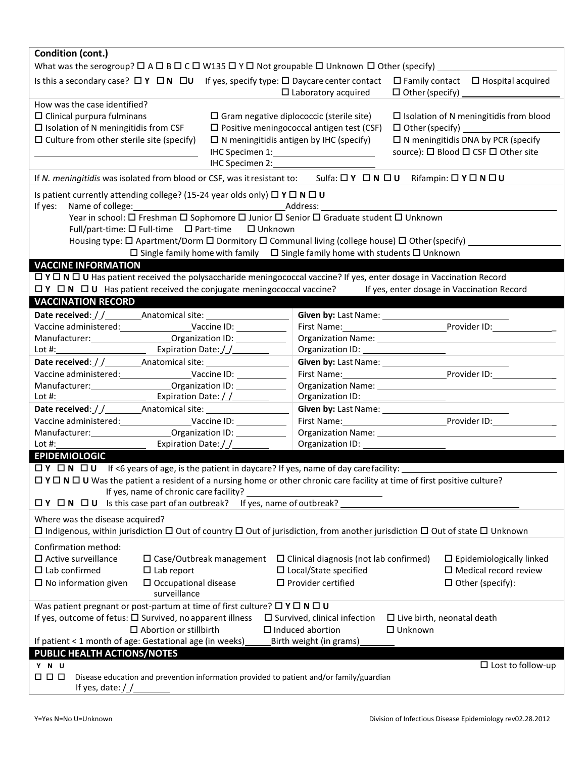**Condition (cont.)**

What was the serogroup? ☐ A ☐ B ☐ C ☐ W135 ☐ Y ☐ Not groupable ☐ Unknown ☐ Other (specify) ________________

Is this a secondary case? ☐ **Y** ☐ **N** ☐ **U** If yes, specify type: ☐ Daycare center contact ☐ Family contact ☐ Hospital acquired ☐ Laboratory acquired ☐ Other (specify) ________________

How was the case identified?

- ☐ Clinical purpura fulminans
- ☐ Isolation of N meningitidis from CSF
- ☐ Culture from other sterile site (specify) ________________
- ☐ Gram negative diplococcic (sterile site)
- ☐ Positive meningococcal antigen test (CSF)
- ☐ N meningitidis antigen by IHC (specify)
  IHC Specimen 1: ________________
  IHC Specimen 2: ________________
- ☐ Isolation of N meningitidis from blood
- ☐ Other (specify) ________________
- ☐ N meningitidis DNA by PCR (specify source): ☐ Blood ☐ CSF ☐ Other site

If *N. meningitidis* was isolated from blood or CSF, was it resistant to: Sulfa: ☐ **Y** ☐ **N** ☐ **U** Rifampin: ☐ **Y** ☐ **N** ☐ **U**

Is patient currently attending college? (15-24 year olds only) ☐ **Y** ☐ **N** ☐ **U**

If yes: Name of college: ________________ Address: ________________

Year in school: ☐ Freshman ☐ Sophomore ☐ Junior ☐ Senior ☐ Graduate student ☐ Unknown

Full/part-time: ☐ Full-time ☐ Part-time ☐ Unknown

Housing type: ☐ Apartment/Dorm ☐ Dormitory ☐ Communal living (college house) ☐ Other (specify) ________________ ☐ Single family home with family ☐ Single family home with students ☐ Unknown

## VACCINE INFORMATION

☐ **Y** ☐ **N** ☐ **U** Has patient received the polysaccharide meningococcal vaccine? If yes, enter dosage in Vaccination Record

☐ **Y** ☐ **N** ☐ **U** Has patient received the conjugate meningococcal vaccine? If yes, enter dosage in Vaccination Record

## VACCINATION RECORD

| | |
|---|---|
| **Date received**: / / ________ Anatomical site: ________________<br>Vaccine administered: ________________ Vaccine ID: ________<br>Manufacturer: ________________ Organization ID: ________<br>Lot #: ________________ Expiration Date: / / ________ | **Given by:** Last Name: ________________<br>First Name: ________________ Provider ID: ________<br>Organization Name: ________________<br>Organization ID: ________________ |
| **Date received**: / / ________ Anatomical site: ________________<br>Vaccine administered: ________________ Vaccine ID: ________<br>Manufacturer: ________________ Organization ID: ________<br>Lot #: ________________ Expiration Date: / / ________ | **Given by:** Last Name: ________________<br>First Name: ________________ Provider ID: ________<br>Organization Name: ________________<br>Organization ID: ________________ |
| **Date received**: / / ________ Anatomical site: ________________<br>Vaccine administered: ________________ Vaccine ID: ________<br>Manufacturer: ________________ Organization ID: ________<br>Lot #: ________________ Expiration Date: / / ________ | **Given by:** Last Name: ________________<br>First Name: ________________ Provider ID: ________<br>Organization Name: ________________<br>Organization ID: ________________ |

## EPIDEMIOLOGIC

☐ **Y** ☐ **N** ☐ **U** If <6 years of age, is the patient in daycare? If yes, name of day care facility: ________________

☐ **Y** ☐ **N** ☐ **U** Was the patient a resident of a nursing home or other chronic care facility at time of first positive culture?
If yes, name of chronic care facility? ________________

☐ **Y** ☐ **N** ☐ **U** Is this case part of an outbreak? If yes, name of outbreak? ________________

Where was the disease acquired?

☐ Indigenous, within jurisdiction ☐ Out of country ☐ Out of jurisdiction, from another jurisdiction ☐ Out of state ☐ Unknown

Confirmation method:

- ☐ Active surveillance
- ☐ Lab confirmed
- ☐ No information given
- ☐ Case/Outbreak management
- ☐ Lab report
- ☐ Occupational disease surveillance
- ☐ Clinical diagnosis (not lab confirmed)
- ☐ Local/State specified
- ☐ Provider certified
- ☐ Epidemiologically linked
- ☐ Medical record review
- ☐ Other (specify):

Was patient pregnant or post-partum at time of first culture? ☐ **Y** ☐ **N** ☐ **U**

If yes, outcome of fetus: ☐ Survived, no apparent illness ☐ Survived, clinical infection ☐ Live birth, neonatal death ☐ Abortion or stillbirth ☐ Induced abortion ☐ Unknown

If patient < 1 month of age: Gestational age (in weeks) ______ Birth weight (in grams) ________

## PUBLIC HEALTH ACTIONS/NOTES

**Y N U** ☐ Lost to follow-up

☐ ☐ ☐ Disease education and prevention information provided to patient and/or family/guardian
If yes, date: / / ________

Y=Yes N=No U=Unknown

Division of Infectious Disease Epidemiology rev02.28.2012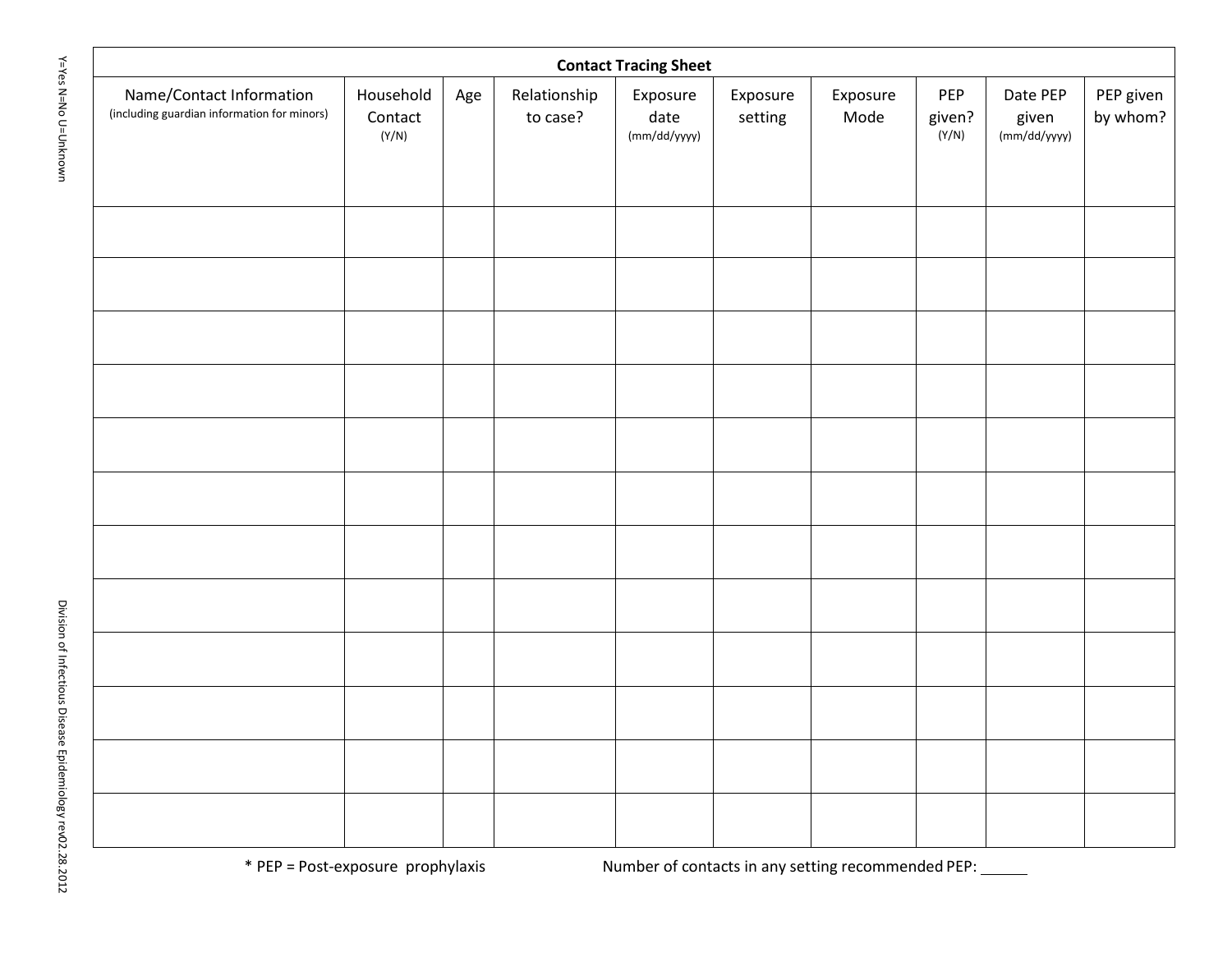Y=Yes N=No U=Unknown

**Contact Tracing Sheet**

| Name/Contact Information (including guardian information for minors) | Household Contact (Y/N) | Age | Relationship to case? | Exposure date (mm/dd/yyyy) | Exposure setting | Exposure Mode | PEP given? (Y/N) | Date PEP given (mm/dd/yyyy) | PEP given by whom? |
|---|---|---|---|---|---|---|---|---|---|
| | | | | | | | | | |
| | | | | | | | | | |
| | | | | | | | | | |
| | | | | | | | | | |
| | | | | | | | | | |
| | | | | | | | | | |
| | | | | | | | | | |
| | | | | | | | | | |
| | | | | | | | | | |
| | | | | | | | | | |
| | | | | | | | | | |
| | | | | | | | | | |

* PEP = Post-exposure prophylaxis

Number of contacts in any setting recommended PEP: ______

Division of Infectious Disease Epidemiology rev02.28.2012